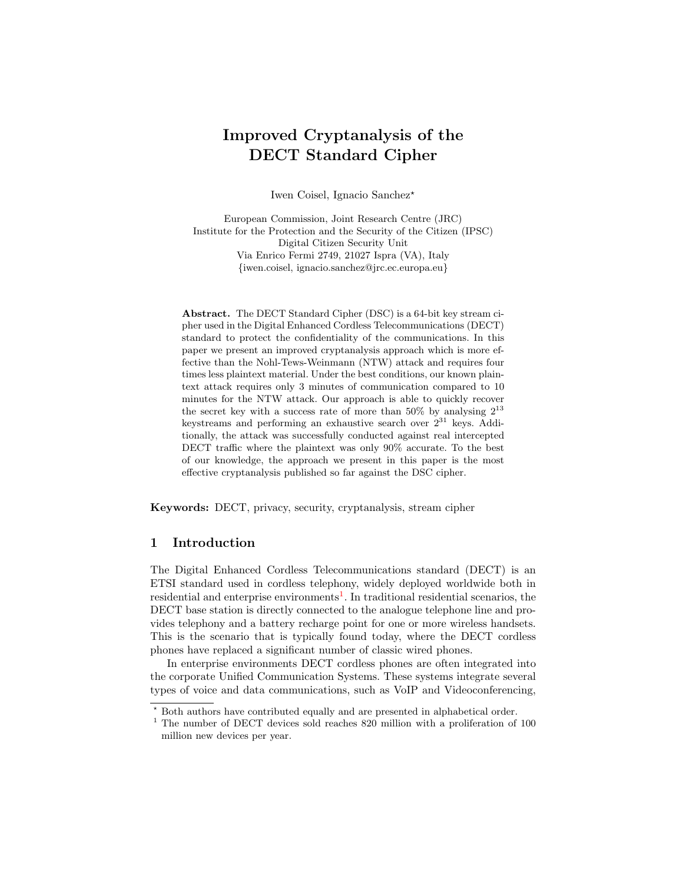// ... existing code ...

# Improved Cryptanalysis of the DECT Standard Cipher

Iwen Coisel, Ignacio Sanchez*

European Commission, Joint Research Centre (JRC)
Institute for the Protection and the Security of the Citizen (IPSC)
Digital Citizen Security Unit
Via Enrico Fermi 2749, 21027 Ispra (VA), Italy
{iwen.coisel, ignacio.sanchez@jrc.ec.europa.eu}

**Abstract.** The DECT Standard Cipher (DSC) is a 64-bit key stream cipher used in the Digital Enhanced Cordless Telecommunications (DECT) standard to protect the confidentiality of the communications. In this paper we present an improved cryptanalysis approach which is more effective than the Nohl-Tews-Weinmann (NTW) attack and requires four times less plaintext material. Under the best conditions, our known plaintext attack requires only 3 minutes of communication compared to 10 minutes for the NTW attack. Our approach is able to quickly recover the secret key with a success rate of more than 50% by analysing $2^{13}$ keystreams and performing an exhaustive search over $2^{31}$ keys. Additionally, the attack was successfully conducted against real intercepted DECT traffic where the plaintext was only 90% accurate. To the best of our knowledge, the approach we present in this paper is the most effective cryptanalysis published so far against the DSC cipher.

**Keywords:** DECT, privacy, security, cryptanalysis, stream cipher

## 1 Introduction

The Digital Enhanced Cordless Telecommunications standard (DECT) is an ETSI standard used in cordless telephony, widely deployed worldwide both in residential and enterprise environments[1]. In traditional residential scenarios, the DECT base station is directly connected to the analogue telephone line and provides telephony and a battery recharge point for one or more wireless handsets. This is the scenario that is typically found today, where the DECT cordless phones have replaced a significant number of classic wired phones.

In enterprise environments DECT cordless phones are often integrated into the corporate Unified Communication Systems. These systems integrate several types of voice and data communications, such as VoIP and Videoconferencing,

* Both authors have contributed equally and are presented in alphabetical order.

[1] The number of DECT devices sold reaches 820 million with a proliferation of 100 million new devices per year.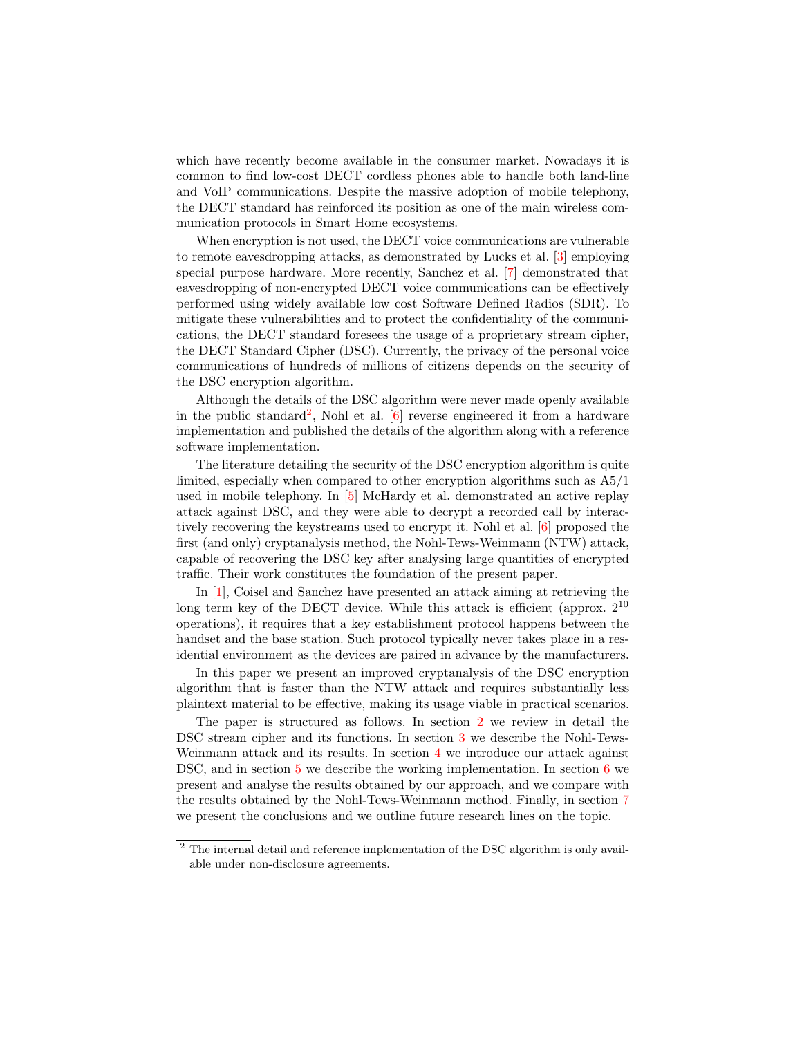which have recently become available in the consumer market. Nowadays it is common to find low-cost DECT cordless phones able to handle both land-line and VoIP communications. Despite the massive adoption of mobile telephony, the DECT standard has reinforced its position as one of the main wireless communication protocols in Smart Home ecosystems.

When encryption is not used, the DECT voice communications are vulnerable to remote eavesdropping attacks, as demonstrated by Lucks et al. [3] employing special purpose hardware. More recently, Sanchez et al. [7] demonstrated that eavesdropping of non-encrypted DECT voice communications can be effectively performed using widely available low cost Software Defined Radios (SDR). To mitigate these vulnerabilities and to protect the confidentiality of the communications, the DECT standard foresees the usage of a proprietary stream cipher, the DECT Standard Cipher (DSC). Currently, the privacy of the personal voice communications of hundreds of millions of citizens depends on the security of the DSC encryption algorithm.

Although the details of the DSC algorithm were never made openly available in the public standard[2], Nohl et al. [6] reverse engineered it from a hardware implementation and published the details of the algorithm along with a reference software implementation.

The literature detailing the security of the DSC encryption algorithm is quite limited, especially when compared to other encryption algorithms such as A5/1 used in mobile telephony. In [5] McHardy et al. demonstrated an active replay attack against DSC, and they were able to decrypt a recorded call by interactively recovering the keystreams used to encrypt it. Nohl et al. [6] proposed the first (and only) cryptanalysis method, the Nohl-Tews-Weinmann (NTW) attack, capable of recovering the DSC key after analysing large quantities of encrypted traffic. Their work constitutes the foundation of the present paper.

In [1], Coisel and Sanchez have presented an attack aiming at retrieving the long term key of the DECT device. While this attack is efficient (approx. $2^{10}$ operations), it requires that a key establishment protocol happens between the handset and the base station. Such protocol typically never takes place in a residential environment as the devices are paired in advance by the manufacturers.

In this paper we present an improved cryptanalysis of the DSC encryption algorithm that is faster than the NTW attack and requires substantially less plaintext material to be effective, making its usage viable in practical scenarios.

The paper is structured as follows. In section 2 we review in detail the DSC stream cipher and its functions. In section 3 we describe the Nohl-Tews-Weinmann attack and its results. In section 4 we introduce our attack against DSC, and in section 5 we describe the working implementation. In section 6 we present and analyse the results obtained by our approach, and we compare with the results obtained by the Nohl-Tews-Weinmann method. Finally, in section 7 we present the conclusions and we outline future research lines on the topic.

[2] The internal detail and reference implementation of the DSC algorithm is only available under non-disclosure agreements.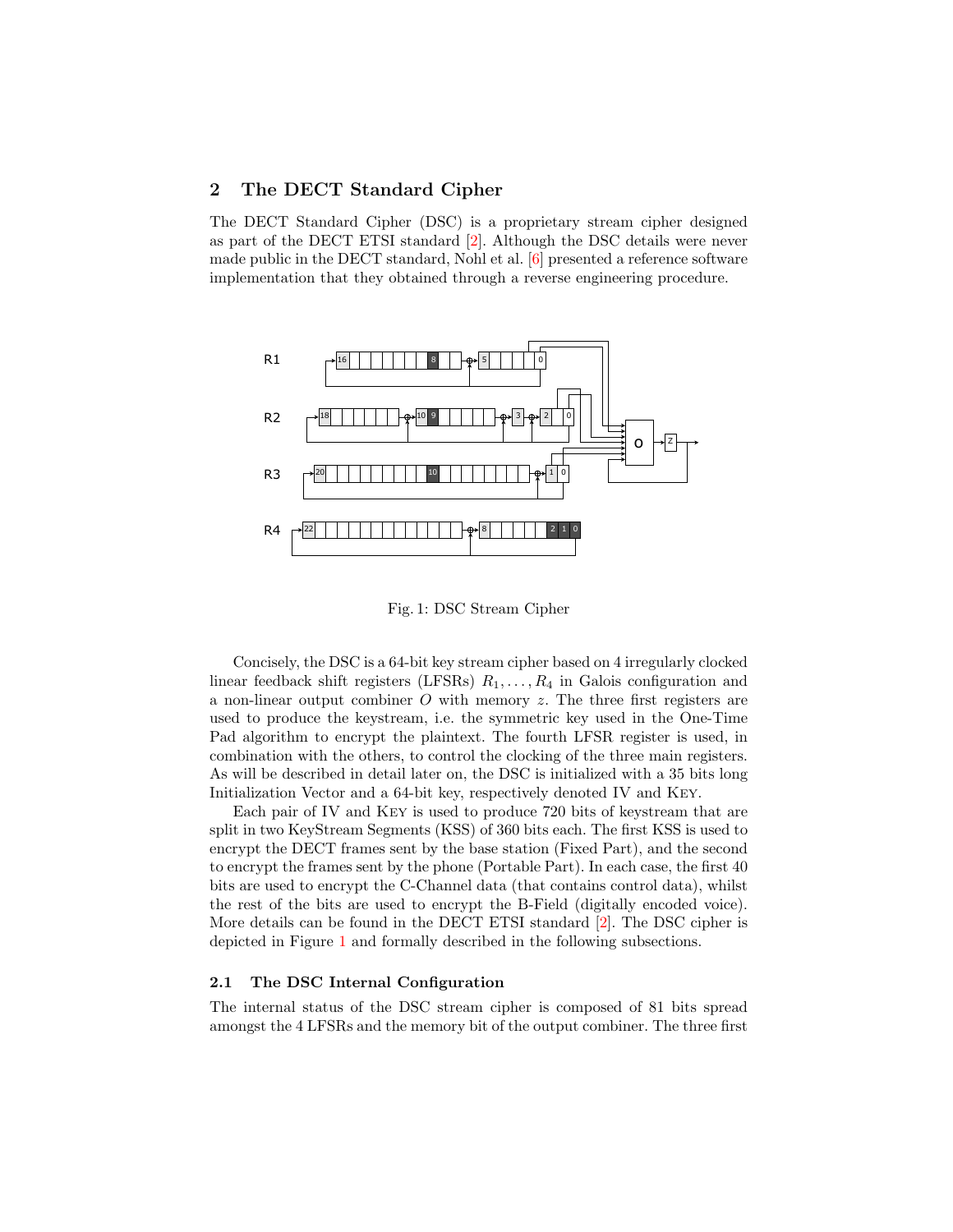## 2 The DECT Standard Cipher

The DECT Standard Cipher (DSC) is a proprietary stream cipher designed as part of the DECT ETSI standard [2]. Although the DSC details were never made public in the DECT standard, Nohl et al. [6] presented a reference software implementation that they obtained through a reverse engineering procedure.

Fig. 1: DSC Stream Cipher

Concisely, the DSC is a 64-bit key stream cipher based on 4 irregularly clocked linear feedback shift registers (LFSRs) $R_1, \ldots, R_4$ in Galois configuration and a non-linear output combiner $O$ with memory $z$. The three first registers are used to produce the keystream, i.e. the symmetric key used in the One-Time Pad algorithm to encrypt the plaintext. The fourth LFSR register is used, in combination with the others, to control the clocking of the three main registers. As will be described in detail later on, the DSC is initialized with a 35 bits long Initialization Vector and a 64-bit key, respectively denoted IV and KEY.

Each pair of IV and KEY is used to produce 720 bits of keystream that are split in two KeyStream Segments (KSS) of 360 bits each. The first KSS is used to encrypt the DECT frames sent by the base station (Fixed Part), and the second to encrypt the frames sent by the phone (Portable Part). In each case, the first 40 bits are used to encrypt the C-Channel data (that contains control data), whilst the rest of the bits are used to encrypt the B-Field (digitally encoded voice). More details can be found in the DECT ETSI standard [2]. The DSC cipher is depicted in Figure 1 and formally described in the following subsections.

### 2.1 The DSC Internal Configuration

The internal status of the DSC stream cipher is composed of 81 bits spread amongst the 4 LFSRs and the memory bit of the output combiner. The three first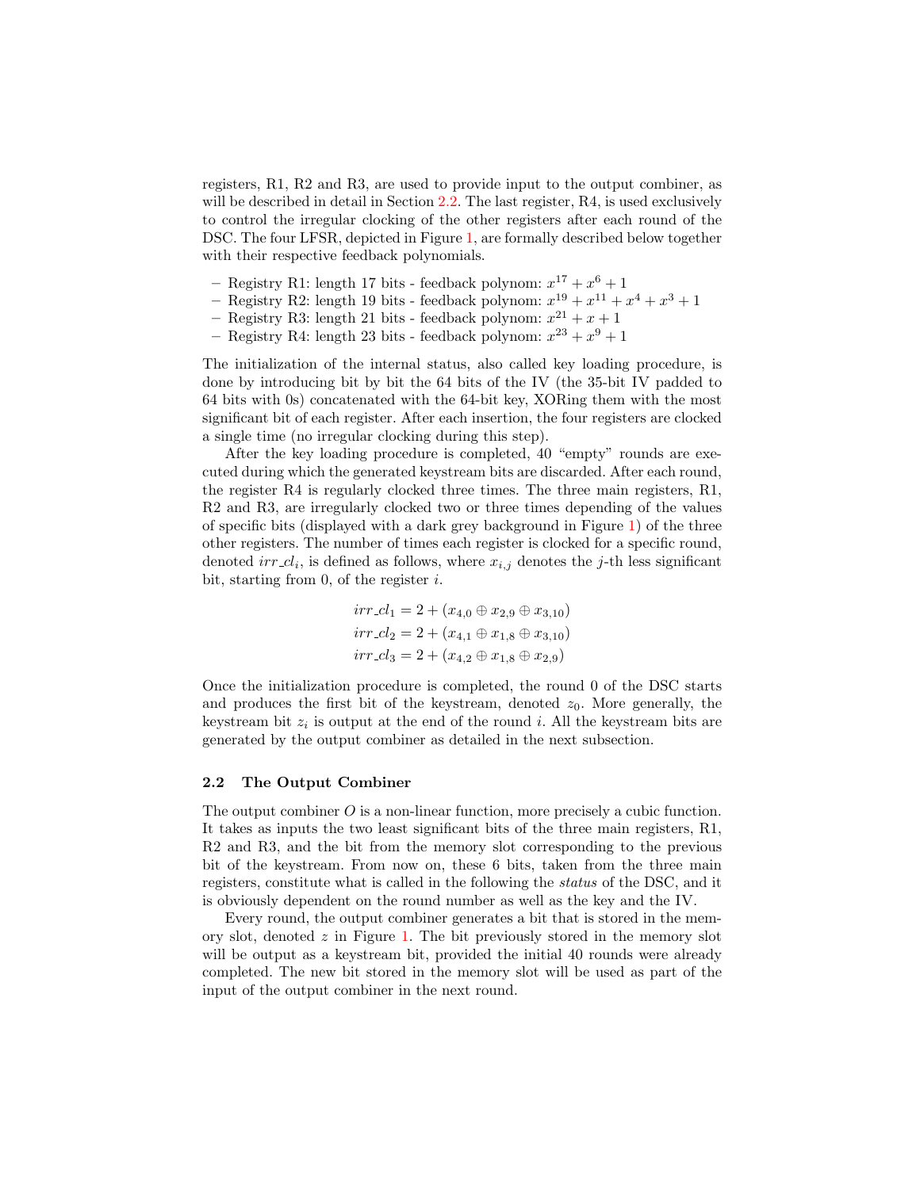registers, R1, R2 and R3, are used to provide input to the output combiner, as will be described in detail in Section 2.2. The last register, R4, is used exclusively to control the irregular clocking of the other registers after each round of the DSC. The four LFSR, depicted in Figure 1, are formally described below together with their respective feedback polynomials.

- Registry R1: length 17 bits - feedback polynom: $x^{17} + x^6 + 1$
- Registry R2: length 19 bits - feedback polynom: $x^{19} + x^{11} + x^4 + x^3 + 1$
- Registry R3: length 21 bits - feedback polynom: $x^{21} + x + 1$
- Registry R4: length 23 bits - feedback polynom: $x^{23} + x^9 + 1$

The initialization of the internal status, also called key loading procedure, is done by introducing bit by bit the 64 bits of the IV (the 35-bit IV padded to 64 bits with 0s) concatenated with the 64-bit key, XORing them with the most significant bit of each register. After each insertion, the four registers are clocked a single time (no irregular clocking during this step).

After the key loading procedure is completed, 40 "empty" rounds are executed during which the generated keystream bits are discarded. After each round, the register R4 is regularly clocked three times. The three main registers, R1, R2 and R3, are irregularly clocked two or three times depending of the values of specific bits (displayed with a dark grey background in Figure 1) of the three other registers. The number of times each register is clocked for a specific round, denoted $irr\_cl_i$, is defined as follows, where $x_{i,j}$ denotes the $j$-th less significant bit, starting from 0, of the register $i$.

$$irr\_cl_1 = 2 + (x_{4,0} \oplus x_{2,9} \oplus x_{3,10})$$
$$irr\_cl_2 = 2 + (x_{4,1} \oplus x_{1,8} \oplus x_{3,10})$$
$$irr\_cl_3 = 2 + (x_{4,2} \oplus x_{1,8} \oplus x_{2,9})$$

Once the initialization procedure is completed, the round 0 of the DSC starts and produces the first bit of the keystream, denoted $z_0$. More generally, the keystream bit $z_i$ is output at the end of the round $i$. All the keystream bits are generated by the output combiner as detailed in the next subsection.

### 2.2 The Output Combiner

The output combiner $O$ is a non-linear function, more precisely a cubic function. It takes as inputs the two least significant bits of the three main registers, R1, R2 and R3, and the bit from the memory slot corresponding to the previous bit of the keystream. From now on, these 6 bits, taken from the three main registers, constitute what is called in the following the *status* of the DSC, and it is obviously dependent on the round number as well as the key and the IV.

Every round, the output combiner generates a bit that is stored in the memory slot, denoted $z$ in Figure 1. The bit previously stored in the memory slot will be output as a keystream bit, provided the initial 40 rounds were already completed. The new bit stored in the memory slot will be used as part of the input of the output combiner in the next round.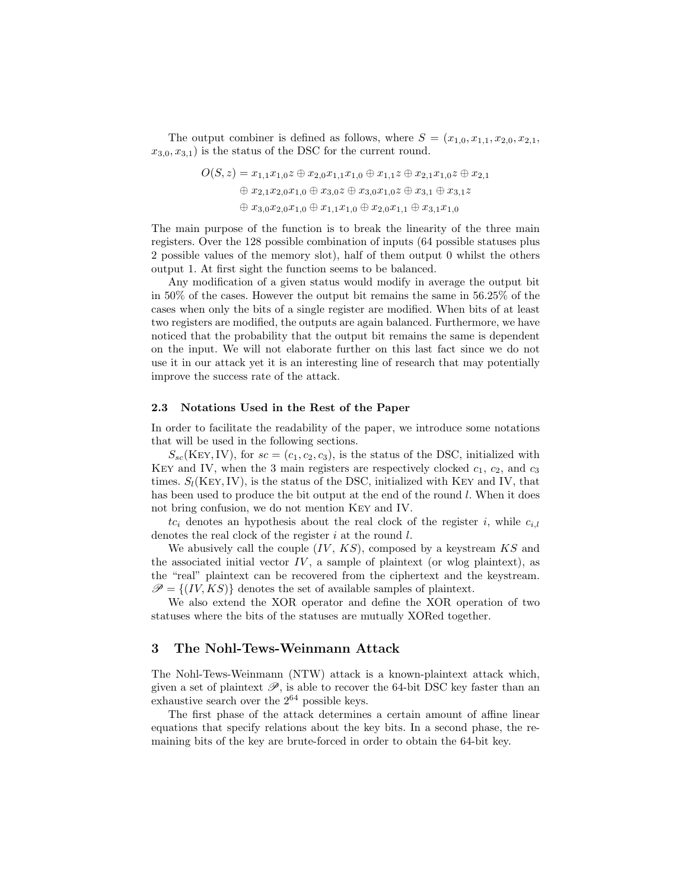The output combiner is defined as follows, where $S = (x_{1,0}, x_{1,1}, x_{2,0}, x_{2,1}, x_{3,0}, x_{3,1})$ is the status of the DSC for the current round.

$$
\begin{aligned}
O(S, z) = \; & x_{1,1}x_{1,0}z \oplus x_{2,0}x_{1,1}x_{1,0} \oplus x_{1,1}z \oplus x_{2,1}x_{1,0}z \oplus x_{2,1} \\
& \oplus x_{2,1}x_{2,0}x_{1,0} \oplus x_{3,0}z \oplus x_{3,0}x_{1,0}z \oplus x_{3,1} \oplus x_{3,1}z \\
& \oplus x_{3,0}x_{2,0}x_{1,0} \oplus x_{1,1}x_{1,0} \oplus x_{2,0}x_{1,1} \oplus x_{3,1}x_{1,0}
\end{aligned}
$$

The main purpose of the function is to break the linearity of the three main registers. Over the 128 possible combination of inputs (64 possible statuses plus 2 possible values of the memory slot), half of them output 0 whilst the others output 1. At first sight the function seems to be balanced.

Any modification of a given status would modify in average the output bit in 50% of the cases. However the output bit remains the same in 56.25% of the cases when only the bits of a single register are modified. When bits of at least two registers are modified, the outputs are again balanced. Furthermore, we have noticed that the probability that the output bit remains the same is dependent on the input. We will not elaborate further on this last fact since we do not use it in our attack yet it is an interesting line of research that may potentially improve the success rate of the attack.

### 2.3 Notations Used in the Rest of the Paper

In order to facilitate the readability of the paper, we introduce some notations that will be used in the following sections.

$S_{sc}(\text{Key}, \text{IV})$, for $sc = (c_1, c_2, c_3)$, is the status of the DSC, initialized with Key and IV, when the 3 main registers are respectively clocked $c_1$, $c_2$, and $c_3$ times. $S_l(\text{Key}, \text{IV})$, is the status of the DSC, initialized with Key and IV, that has been used to produce the bit output at the end of the round $l$. When it does not bring confusion, we do not mention Key and IV.

$tc_i$ denotes an hypothesis about the real clock of the register $i$, while $c_{i,l}$ denotes the real clock of the register $i$ at the round $l$.

We abusively call the couple $(IV, KS)$, composed by a keystream $KS$ and the associated initial vector $IV$, a sample of plaintext (or wlog plaintext), as the "real" plaintext can be recovered from the ciphertext and the keystream. $\mathscr{P} = \{(IV, KS)\}$ denotes the set of available samples of plaintext.

We also extend the XOR operator and define the XOR operation of two statuses where the bits of the statuses are mutually XORed together.

## 3 The Nohl-Tews-Weinmann Attack

The Nohl-Tews-Weinmann (NTW) attack is a known-plaintext attack which, given a set of plaintext $\mathscr{P}$, is able to recover the 64-bit DSC key faster than an exhaustive search over the $2^{64}$ possible keys.

The first phase of the attack determines a certain amount of affine linear equations that specify relations about the key bits. In a second phase, the remaining bits of the key are brute-forced in order to obtain the 64-bit key.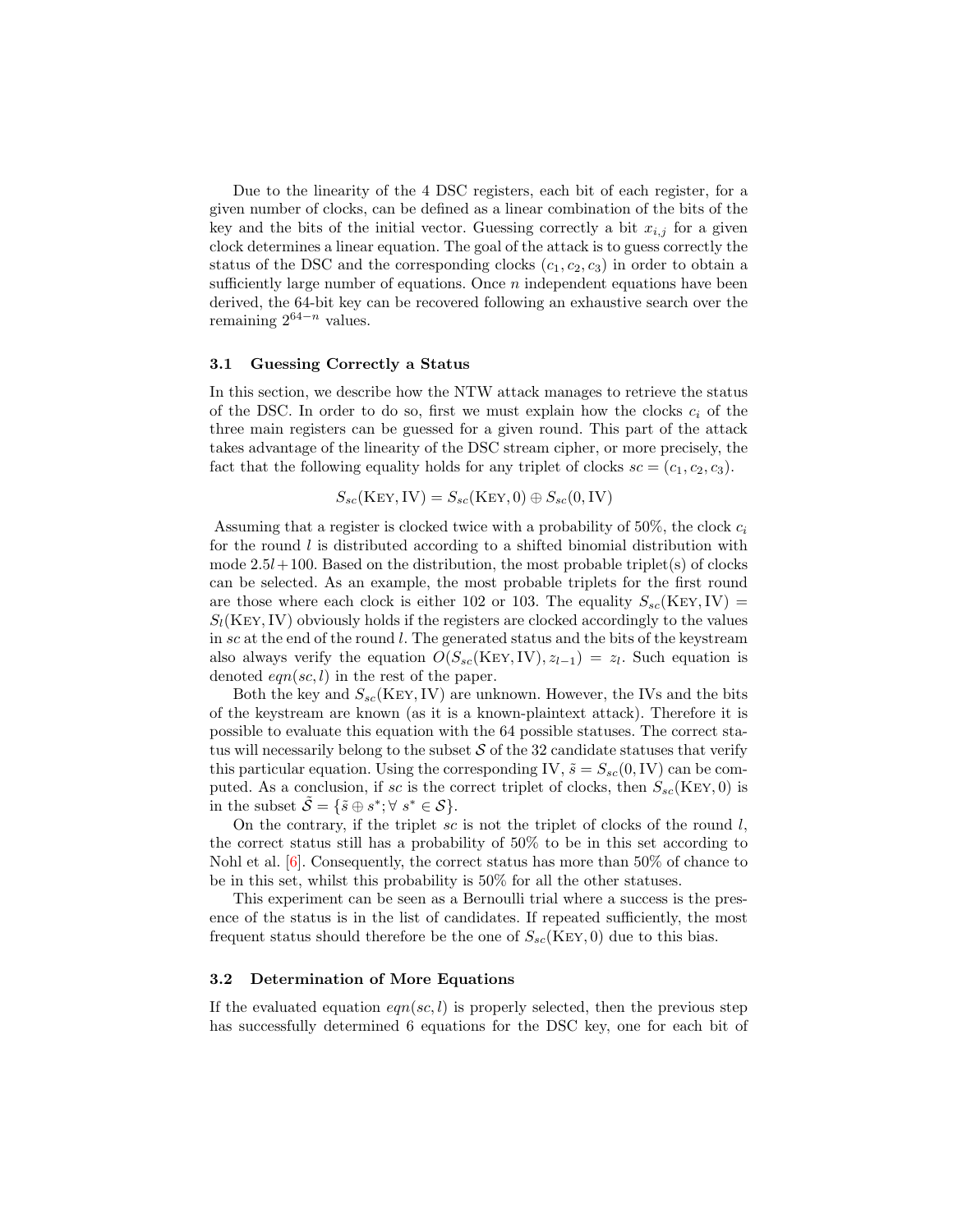Due to the linearity of the 4 DSC registers, each bit of each register, for a given number of clocks, can be defined as a linear combination of the bits of the key and the bits of the initial vector. Guessing correctly a bit $x_{i,j}$ for a given clock determines a linear equation. The goal of the attack is to guess correctly the status of the DSC and the corresponding clocks $(c_1, c_2, c_3)$ in order to obtain a sufficiently large number of equations. Once $n$ independent equations have been derived, the 64-bit key can be recovered following an exhaustive search over the remaining $2^{64-n}$ values.

### 3.1 Guessing Correctly a Status

In this section, we describe how the NTW attack manages to retrieve the status of the DSC. In order to do so, first we must explain how the clocks $c_i$ of the three main registers can be guessed for a given round. This part of the attack takes advantage of the linearity of the DSC stream cipher, or more precisely, the fact that the following equality holds for any triplet of clocks $sc = (c_1, c_2, c_3)$.

$$S_{sc}(\text{Key}, \text{IV}) = S_{sc}(\text{Key}, 0) \oplus S_{sc}(0, \text{IV})$$

Assuming that a register is clocked twice with a probability of 50%, the clock $c_i$ for the round $l$ is distributed according to a shifted binomial distribution with mode $2.5l + 100$. Based on the distribution, the most probable triplet(s) of clocks can be selected. As an example, the most probable triplets for the first round are those where each clock is either 102 or 103. The equality $S_{sc}(\text{Key}, \text{IV}) = S_l(\text{Key}, \text{IV})$ obviously holds if the registers are clocked accordingly to the values in $sc$ at the end of the round $l$. The generated status and the bits of the keystream also always verify the equation $O(S_{sc}(\text{Key}, \text{IV}), z_{l-1}) = z_l$. Such equation is denoted $eqn(sc, l)$ in the rest of the paper.

Both the key and $S_{sc}(\text{Key}, \text{IV})$ are unknown. However, the IVs and the bits of the keystream are known (as it is a known-plaintext attack). Therefore it is possible to evaluate this equation with the 64 possible statuses. The correct status will necessarily belong to the subset $\mathcal{S}$ of the 32 candidate statuses that verify this particular equation. Using the corresponding IV, $\tilde{s} = S_{sc}(0, \text{IV})$ can be computed. As a conclusion, if $sc$ is the correct triplet of clocks, then $S_{sc}(\text{Key}, 0)$ is in the subset $\tilde{\mathcal{S}} = \{\tilde{s} \oplus s^*; \forall\ s^* \in \mathcal{S}\}$.

On the contrary, if the triplet $sc$ is not the triplet of clocks of the round $l$, the correct status still has a probability of 50% to be in this set according to Nohl et al. [6]. Consequently, the correct status has more than 50% of chance to be in this set, whilst this probability is 50% for all the other statuses.

This experiment can be seen as a Bernoulli trial where a success is the presence of the status is in the list of candidates. If repeated sufficiently, the most frequent status should therefore be the one of $S_{sc}(\text{Key}, 0)$ due to this bias.

### 3.2 Determination of More Equations

If the evaluated equation $eqn(sc, l)$ is properly selected, then the previous step has successfully determined 6 equations for the DSC key, one for each bit of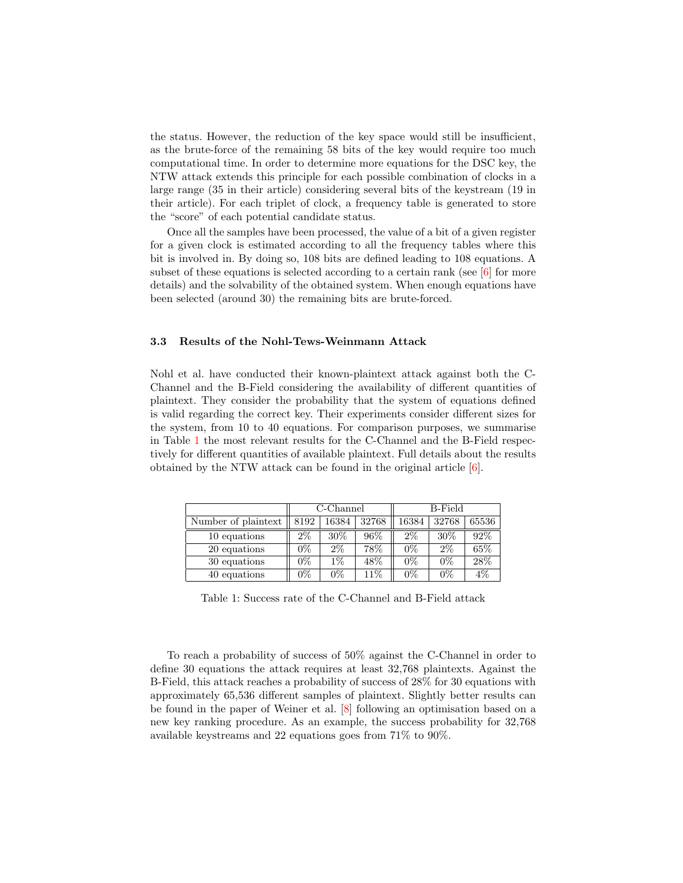the status. However, the reduction of the key space would still be insufficient, as the brute-force of the remaining 58 bits of the key would require too much computational time. In order to determine more equations for the DSC key, the NTW attack extends this principle for each possible combination of clocks in a large range (35 in their article) considering several bits of the keystream (19 in their article). For each triplet of clock, a frequency table is generated to store the "score" of each potential candidate status.

Once all the samples have been processed, the value of a bit of a given register for a given clock is estimated according to all the frequency tables where this bit is involved in. By doing so, 108 bits are defined leading to 108 equations. A subset of these equations is selected according to a certain rank (see [6] for more details) and the solvability of the obtained system. When enough equations have been selected (around 30) the remaining bits are brute-forced.

### 3.3 Results of the Nohl-Tews-Weinmann Attack

Nohl et al. have conducted their known-plaintext attack against both the C-Channel and the B-Field considering the availability of different quantities of plaintext. They consider the probability that the system of equations defined is valid regarding the correct key. Their experiments consider different sizes for the system, from 10 to 40 equations. For comparison purposes, we summarise in Table 1 the most relevant results for the C-Channel and the B-Field respectively for different quantities of available plaintext. Full details about the results obtained by the NTW attack can be found in the original article [6].

| | C-Channel | | | B-Field | | |
|---|---|---|---|---|---|---|
| Number of plaintext | 8192 | 16384 | 32768 | 16384 | 32768 | 65536 |
| 10 equations | 2% | 30% | 96% | 2% | 30% | 92% |
| 20 equations | 0% | 2% | 78% | 0% | 2% | 65% |
| 30 equations | 0% | 1% | 48% | 0% | 0% | 28% |
| 40 equations | 0% | 0% | 11% | 0% | 0% | 4% |

Table 1: Success rate of the C-Channel and B-Field attack

To reach a probability of success of 50% against the C-Channel in order to define 30 equations the attack requires at least 32,768 plaintexts. Against the B-Field, this attack reaches a probability of success of 28% for 30 equations with approximately 65,536 different samples of plaintext. Slightly better results can be found in the paper of Weiner et al. [8] following an optimisation based on a new key ranking procedure. As an example, the success probability for 32,768 available keystreams and 22 equations goes from 71% to 90%.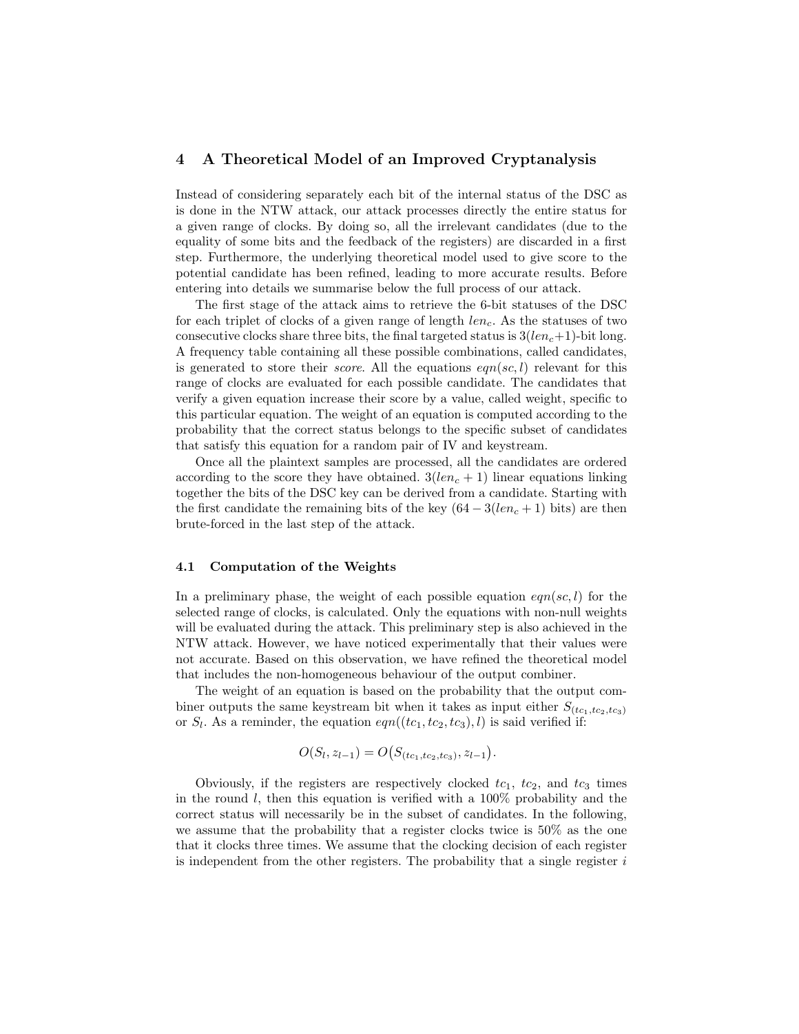## 4 A Theoretical Model of an Improved Cryptanalysis

Instead of considering separately each bit of the internal status of the DSC as is done in the NTW attack, our attack processes directly the entire status for a given range of clocks. By doing so, all the irrelevant candidates (due to the equality of some bits and the feedback of the registers) are discarded in a first step. Furthermore, the underlying theoretical model used to give score to the potential candidate has been refined, leading to more accurate results. Before entering into details we summarise below the full process of our attack.

The first stage of the attack aims to retrieve the 6-bit statuses of the DSC for each triplet of clocks of a given range of length $len_c$. As the statuses of two consecutive clocks share three bits, the final targeted status is $3(len_c{+}1)$-bit long. A frequency table containing all these possible combinations, called candidates, is generated to store their *score*. All the equations $eqn(sc, l)$ relevant for this range of clocks are evaluated for each possible candidate. The candidates that verify a given equation increase their score by a value, called weight, specific to this particular equation. The weight of an equation is computed according to the probability that the correct status belongs to the specific subset of candidates that satisfy this equation for a random pair of IV and keystream.

Once all the plaintext samples are processed, all the candidates are ordered according to the score they have obtained. $3(len_c + 1)$ linear equations linking together the bits of the DSC key can be derived from a candidate. Starting with the first candidate the remaining bits of the key ($64 - 3(len_c + 1)$ bits) are then brute-forced in the last step of the attack.

### 4.1 Computation of the Weights

In a preliminary phase, the weight of each possible equation $eqn(sc, l)$ for the selected range of clocks, is calculated. Only the equations with non-null weights will be evaluated during the attack. This preliminary step is also achieved in the NTW attack. However, we have noticed experimentally that their values were not accurate. Based on this observation, we have refined the theoretical model that includes the non-homogeneous behaviour of the output combiner.

The weight of an equation is based on the probability that the output combiner outputs the same keystream bit when it takes as input either $S_{(tc_1,tc_2,tc_3)}$ or $S_l$. As a reminder, the equation $eqn((tc_1, tc_2, tc_3), l)$ is said verified if:

$$O(S_l, z_{l-1}) = O\big(S_{(tc_1,tc_2,tc_3)}, z_{l-1}\big).$$

Obviously, if the registers are respectively clocked $tc_1$, $tc_2$, and $tc_3$ times in the round $l$, then this equation is verified with a 100% probability and the correct status will necessarily be in the subset of candidates. In the following, we assume that the probability that a register clocks twice is 50% as the one that it clocks three times. We assume that the clocking decision of each register is independent from the other registers. The probability that a single register $i$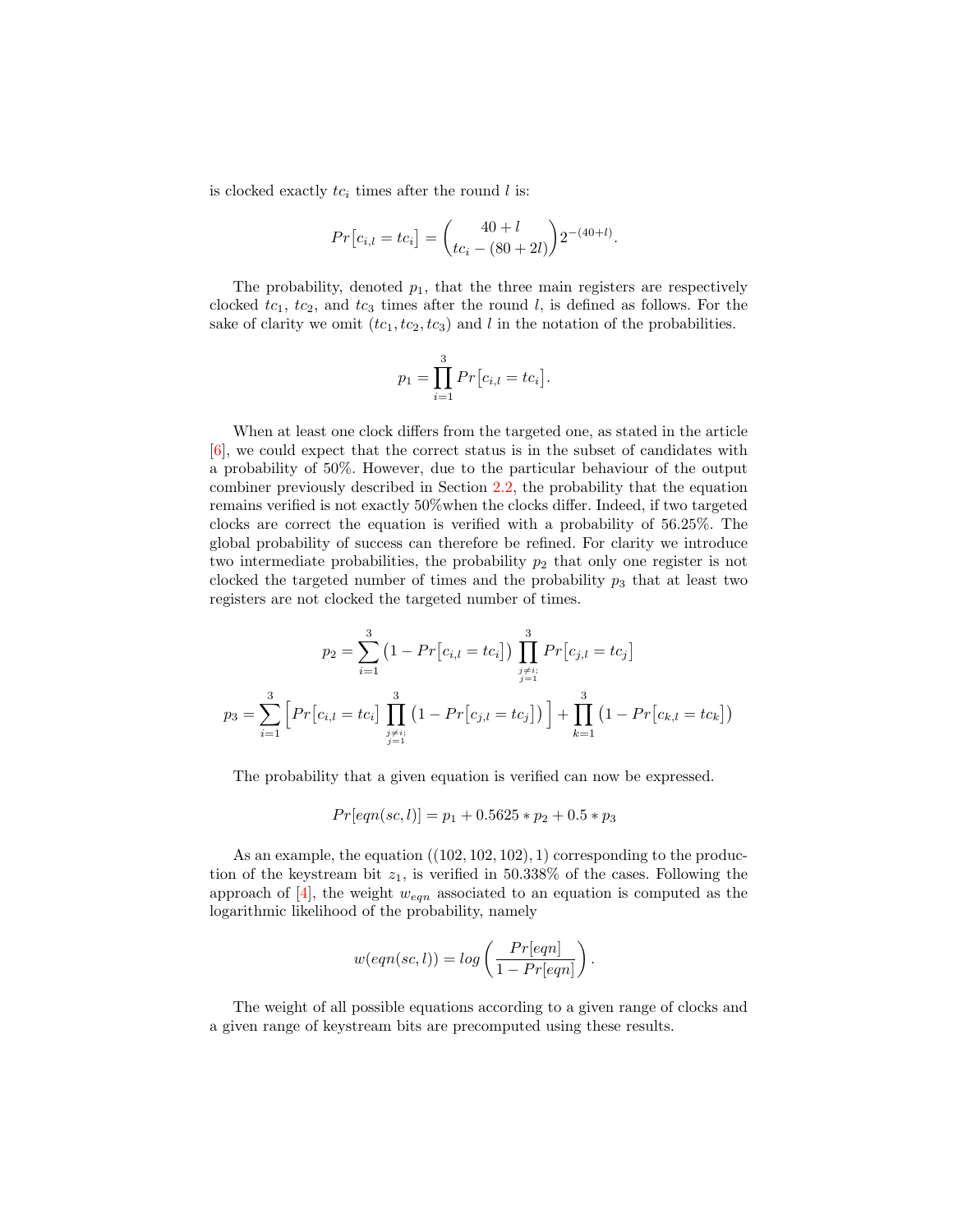is clocked exactly $tc_i$ times after the round $l$ is:

$$Pr\big[c_{i,l} = tc_i\big] = \binom{40+l}{tc_i - (80+2l)} 2^{-(40+l)}.$$

The probability, denoted $p_1$, that the three main registers are respectively clocked $tc_1$, $tc_2$, and $tc_3$ times after the round $l$, is defined as follows. For the sake of clarity we omit $(tc_1, tc_2, tc_3)$ and $l$ in the notation of the probabilities.

$$p_1 = \prod_{i=1}^{3} Pr\big[c_{i,l} = tc_i\big].$$

When at least one clock differs from the targeted one, as stated in the article [6], we could expect that the correct status is in the subset of candidates with a probability of 50%. However, due to the particular behaviour of the output combiner previously described in Section 2.2, the probability that the equation remains verified is not exactly 50%when the clocks differ. Indeed, if two targeted clocks are correct the equation is verified with a probability of 56.25%. The global probability of success can therefore be refined. For clarity we introduce two intermediate probabilities, the probability $p_2$ that only one register is not clocked the targeted number of times and the probability $p_3$ that at least two registers are not clocked the targeted number of times.

$$p_2 = \sum_{i=1}^{3} \big(1 - Pr\big[c_{i,l} = tc_i\big]\big) \prod_{\substack{j \neq i; \\ j=1}}^{3} Pr\big[c_{j,l} = tc_j\big]$$

$$p_3 = \sum_{i=1}^{3} \Big[ Pr\big[c_{i,l} = tc_i\big] \prod_{\substack{j \neq i; \\ j=1}}^{3} \big(1 - Pr\big[c_{j,l} = tc_j\big]\big) \Big] + \prod_{k=1}^{3} \big(1 - Pr\big[c_{k,l} = tc_k\big]\big)$$

The probability that a given equation is verified can now be expressed.

$$Pr[eqn(sc, l)] = p_1 + 0.5625 * p_2 + 0.5 * p_3$$

As an example, the equation $((102, 102, 102), 1)$ corresponding to the production of the keystream bit $z_1$, is verified in 50.338% of the cases. Following the approach of [4], the weight $w_{eqn}$ associated to an equation is computed as the logarithmic likelihood of the probability, namely

$$w(eqn(sc, l)) = log\left(\frac{Pr[eqn]}{1 - Pr[eqn]}\right).$$

The weight of all possible equations according to a given range of clocks and a given range of keystream bits are precomputed using these results.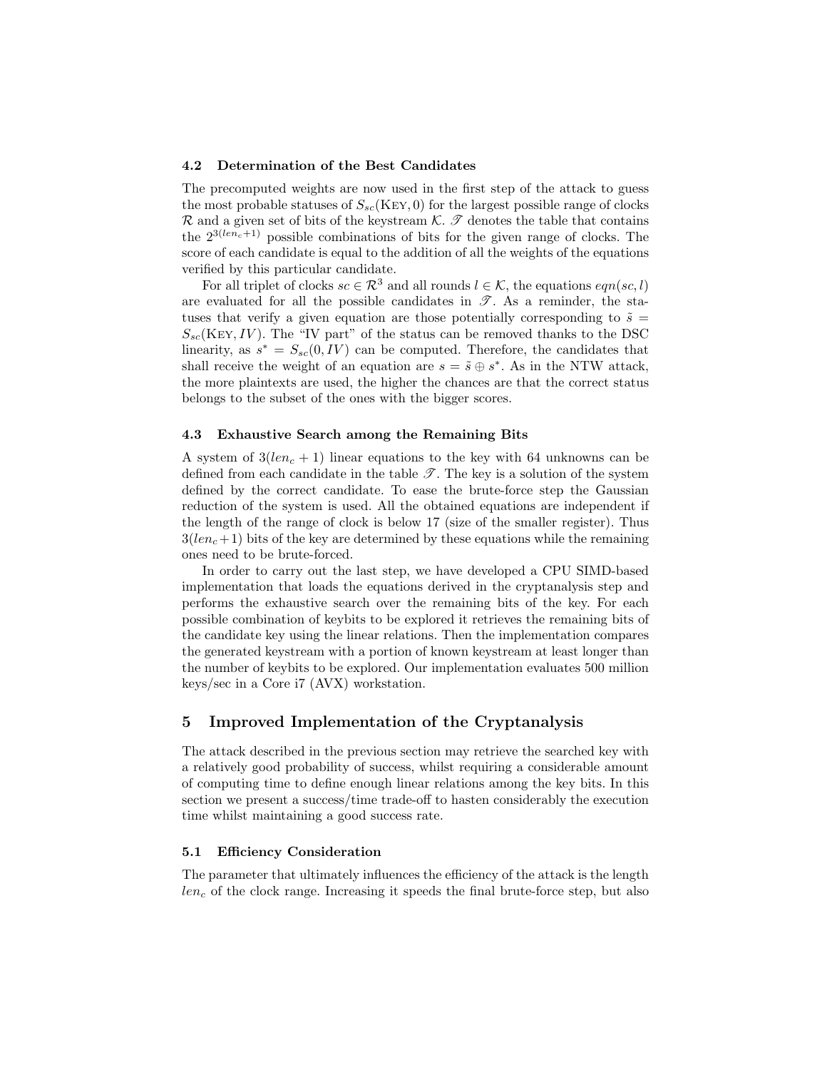### 4.2 Determination of the Best Candidates

The precomputed weights are now used in the first step of the attack to guess the most probable statuses of $S_{sc}(\text{KEY}, 0)$ for the largest possible range of clocks $\mathcal{R}$ and a given set of bits of the keystream $\mathcal{K}$. $\mathscr{T}$ denotes the table that contains the $2^{3(len_c+1)}$ possible combinations of bits for the given range of clocks. The score of each candidate is equal to the addition of all the weights of the equations verified by this particular candidate.

For all triplet of clocks $sc \in \mathcal{R}^3$ and all rounds $l \in \mathcal{K}$, the equations $eqn(sc, l)$ are evaluated for all the possible candidates in $\mathscr{T}$. As a reminder, the statuses that verify a given equation are those potentially corresponding to $\tilde{s} = S_{sc}(\text{KEY}, IV)$. The "IV part" of the status can be removed thanks to the DSC linearity, as $s^* = S_{sc}(0, IV)$ can be computed. Therefore, the candidates that shall receive the weight of an equation are $s = \tilde{s} \oplus s^*$. As in the NTW attack, the more plaintexts are used, the higher the chances are that the correct status belongs to the subset of the ones with the bigger scores.

### 4.3 Exhaustive Search among the Remaining Bits

A system of $3(len_c + 1)$ linear equations to the key with 64 unknowns can be defined from each candidate in the table $\mathscr{T}$. The key is a solution of the system defined by the correct candidate. To ease the brute-force step the Gaussian reduction of the system is used. All the obtained equations are independent if the length of the range of clock is below 17 (size of the smaller register). Thus $3(len_c+1)$ bits of the key are determined by these equations while the remaining ones need to be brute-forced.

In order to carry out the last step, we have developed a CPU SIMD-based implementation that loads the equations derived in the cryptanalysis step and performs the exhaustive search over the remaining bits of the key. For each possible combination of keybits to be explored it retrieves the remaining bits of the candidate key using the linear relations. Then the implementation compares the generated keystream with a portion of known keystream at least longer than the number of keybits to be explored. Our implementation evaluates 500 million keys/sec in a Core i7 (AVX) workstation.

## 5 Improved Implementation of the Cryptanalysis

The attack described in the previous section may retrieve the searched key with a relatively good probability of success, whilst requiring a considerable amount of computing time to define enough linear relations among the key bits. In this section we present a success/time trade-off to hasten considerably the execution time whilst maintaining a good success rate.

### 5.1 Efficiency Consideration

The parameter that ultimately influences the efficiency of the attack is the length $len_c$ of the clock range. Increasing it speeds the final brute-force step, but also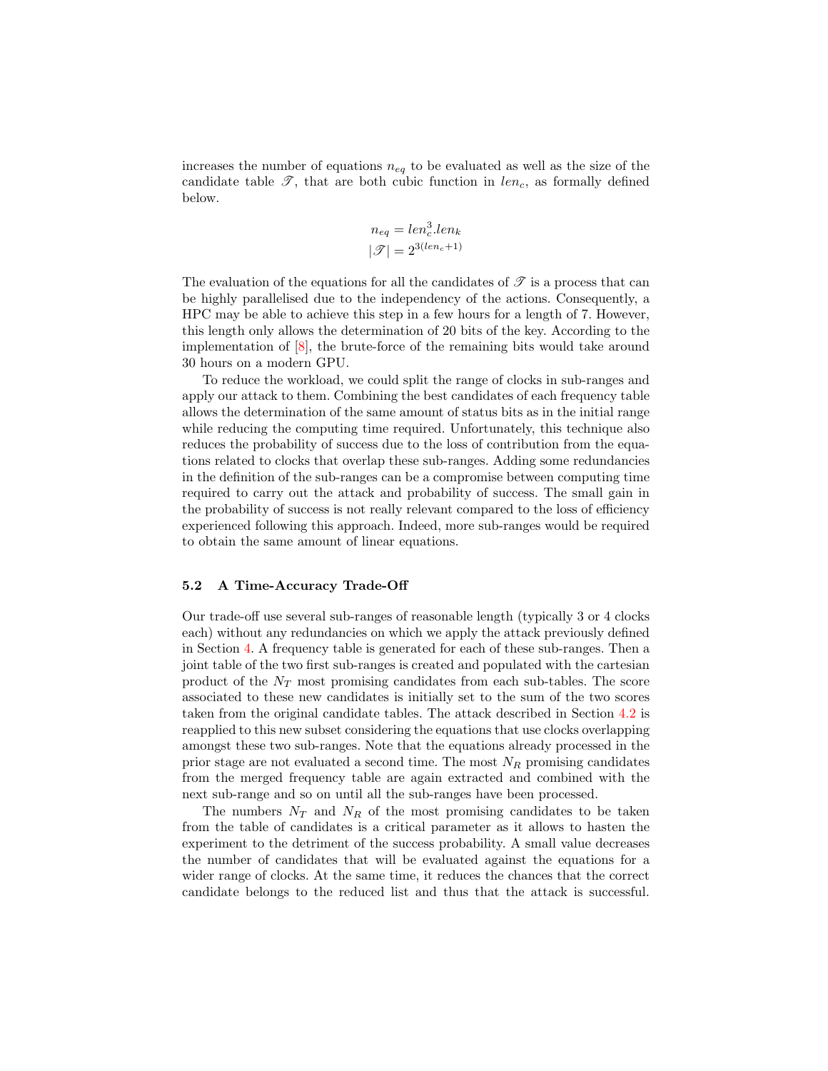increases the number of equations $n_{eq}$ to be evaluated as well as the size of the candidate table $\mathscr{T}$, that are both cubic function in $len_c$, as formally defined below.

$$n_{eq} = len_c^3.len_k$$
$$|\mathscr{T}| = 2^{3(len_c+1)}$$

The evaluation of the equations for all the candidates of $\mathscr{T}$ is a process that can be highly parallelised due to the independency of the actions. Consequently, a HPC may be able to achieve this step in a few hours for a length of 7. However, this length only allows the determination of 20 bits of the key. According to the implementation of [8], the brute-force of the remaining bits would take around 30 hours on a modern GPU.

To reduce the workload, we could split the range of clocks in sub-ranges and apply our attack to them. Combining the best candidates of each frequency table allows the determination of the same amount of status bits as in the initial range while reducing the computing time required. Unfortunately, this technique also reduces the probability of success due to the loss of contribution from the equations related to clocks that overlap these sub-ranges. Adding some redundancies in the definition of the sub-ranges can be a compromise between computing time required to carry out the attack and probability of success. The small gain in the probability of success is not really relevant compared to the loss of efficiency experienced following this approach. Indeed, more sub-ranges would be required to obtain the same amount of linear equations.

### 5.2 A Time-Accuracy Trade-Off

Our trade-off use several sub-ranges of reasonable length (typically 3 or 4 clocks each) without any redundancies on which we apply the attack previously defined in Section 4. A frequency table is generated for each of these sub-ranges. Then a joint table of the two first sub-ranges is created and populated with the cartesian product of the $N_T$ most promising candidates from each sub-tables. The score associated to these new candidates is initially set to the sum of the two scores taken from the original candidate tables. The attack described in Section 4.2 is reapplied to this new subset considering the equations that use clocks overlapping amongst these two sub-ranges. Note that the equations already processed in the prior stage are not evaluated a second time. The most $N_R$ promising candidates from the merged frequency table are again extracted and combined with the next sub-range and so on until all the sub-ranges have been processed.

The numbers $N_T$ and $N_R$ of the most promising candidates to be taken from the table of candidates is a critical parameter as it allows to hasten the experiment to the detriment of the success probability. A small value decreases the number of candidates that will be evaluated against the equations for a wider range of clocks. At the same time, it reduces the chances that the correct candidate belongs to the reduced list and thus that the attack is successful.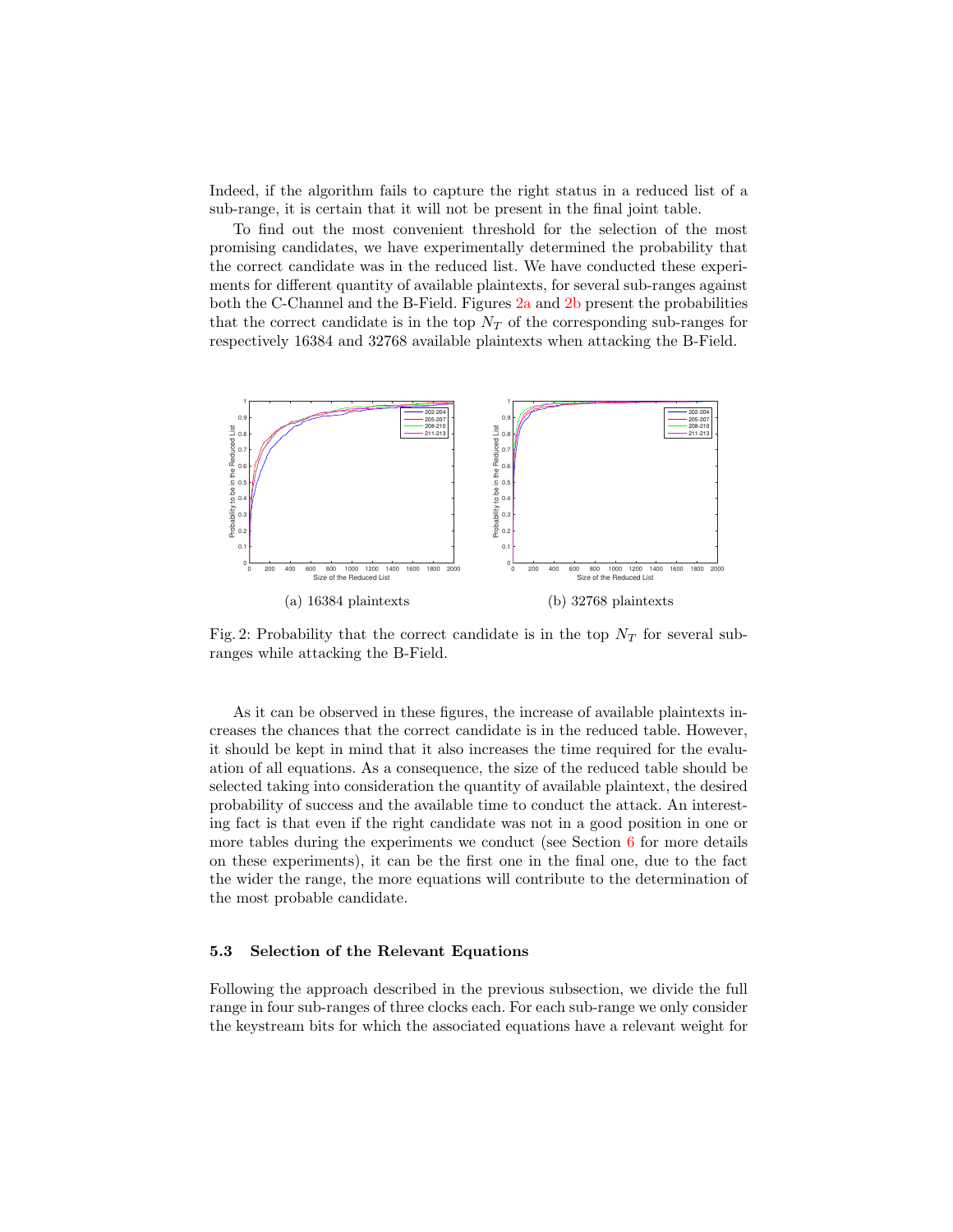Indeed, if the algorithm fails to capture the right status in a reduced list of a sub-range, it is certain that it will not be present in the final joint table.

To find out the most convenient threshold for the selection of the most promising candidates, we have experimentally determined the probability that the correct candidate was in the reduced list. We have conducted these experiments for different quantity of available plaintexts, for several sub-ranges against both the C-Channel and the B-Field. Figures 2a and 2b present the probabilities that the correct candidate is in the top $N_T$ of the corresponding sub-ranges for respectively 16384 and 32768 available plaintexts when attacking the B-Field.

(a) 16384 plaintexts

(b) 32768 plaintexts

Fig. 2: Probability that the correct candidate is in the top $N_T$ for several sub-ranges while attacking the B-Field.

As it can be observed in these figures, the increase of available plaintexts increases the chances that the correct candidate is in the reduced table. However, it should be kept in mind that it also increases the time required for the evaluation of all equations. As a consequence, the size of the reduced table should be selected taking into consideration the quantity of available plaintext, the desired probability of success and the available time to conduct the attack. An interesting fact is that even if the right candidate was not in a good position in one or more tables during the experiments we conduct (see Section 6 for more details on these experiments), it can be the first one in the final one, due to the fact the wider the range, the more equations will contribute to the determination of the most probable candidate.

### 5.3 Selection of the Relevant Equations

Following the approach described in the previous subsection, we divide the full range in four sub-ranges of three clocks each. For each sub-range we only consider the keystream bits for which the associated equations have a relevant weight for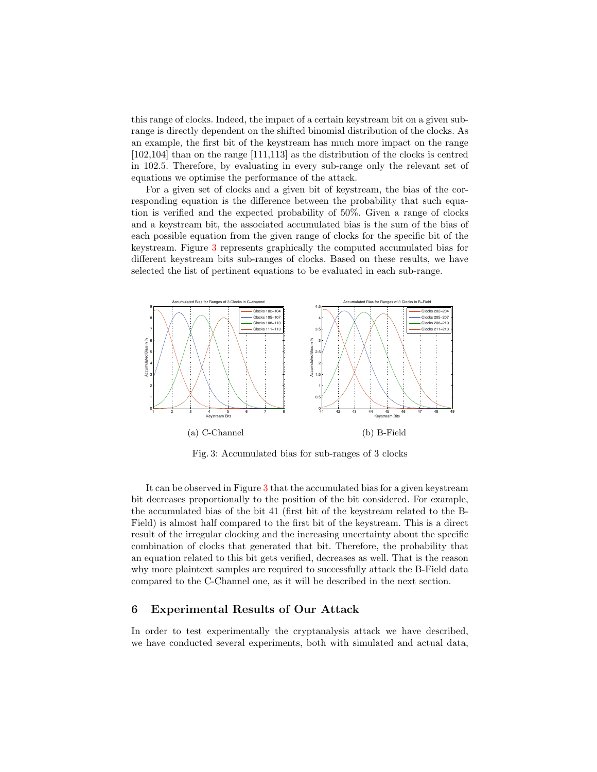this range of clocks. Indeed, the impact of a certain keystream bit on a given sub-range is directly dependent on the shifted binomial distribution of the clocks. As an example, the first bit of the keystream has much more impact on the range [102,104] than on the range [111,113] as the distribution of the clocks is centred in 102.5. Therefore, by evaluating in every sub-range only the relevant set of equations we optimise the performance of the attack.

For a given set of clocks and a given bit of keystream, the bias of the corresponding equation is the difference between the probability that such equation is verified and the expected probability of 50%. Given a range of clocks and a keystream bit, the associated accumulated bias is the sum of the bias of each possible equation from the given range of clocks for the specific bit of the keystream. Figure 3 represents graphically the computed accumulated bias for different keystream bits sub-ranges of clocks. Based on these results, we have selected the list of pertinent equations to be evaluated in each sub-range.

(a) C-Channel

(b) B-Field

Fig. 3: Accumulated bias for sub-ranges of 3 clocks

It can be observed in Figure 3 that the accumulated bias for a given keystream bit decreases proportionally to the position of the bit considered. For example, the accumulated bias of the bit 41 (first bit of the keystream related to the B-Field) is almost half compared to the first bit of the keystream. This is a direct result of the irregular clocking and the increasing uncertainty about the specific combination of clocks that generated that bit. Therefore, the probability that an equation related to this bit gets verified, decreases as well. That is the reason why more plaintext samples are required to successfully attack the B-Field data compared to the C-Channel one, as it will be described in the next section.

## 6 Experimental Results of Our Attack

In order to test experimentally the cryptanalysis attack we have described, we have conducted several experiments, both with simulated and actual data,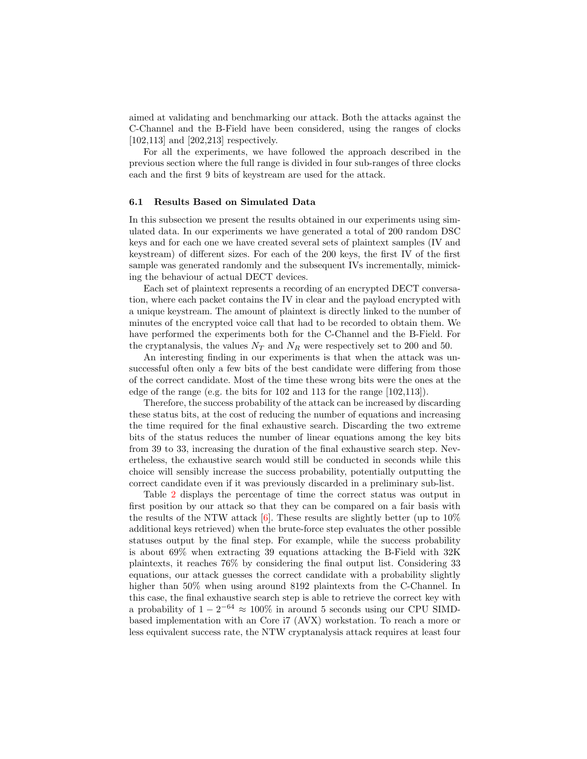aimed at validating and benchmarking our attack. Both the attacks against the C-Channel and the B-Field have been considered, using the ranges of clocks [102,113] and [202,213] respectively.

For all the experiments, we have followed the approach described in the previous section where the full range is divided in four sub-ranges of three clocks each and the first 9 bits of keystream are used for the attack.

### 6.1 Results Based on Simulated Data

In this subsection we present the results obtained in our experiments using simulated data. In our experiments we have generated a total of 200 random DSC keys and for each one we have created several sets of plaintext samples (IV and keystream) of different sizes. For each of the 200 keys, the first IV of the first sample was generated randomly and the subsequent IVs incrementally, mimicking the behaviour of actual DECT devices.

Each set of plaintext represents a recording of an encrypted DECT conversation, where each packet contains the IV in clear and the payload encrypted with a unique keystream. The amount of plaintext is directly linked to the number of minutes of the encrypted voice call that had to be recorded to obtain them. We have performed the experiments both for the C-Channel and the B-Field. For the cryptanalysis, the values $N_T$ and $N_R$ were respectively set to 200 and 50.

An interesting finding in our experiments is that when the attack was unsuccessful often only a few bits of the best candidate were differing from those of the correct candidate. Most of the time these wrong bits were the ones at the edge of the range (e.g. the bits for 102 and 113 for the range [102,113]).

Therefore, the success probability of the attack can be increased by discarding these status bits, at the cost of reducing the number of equations and increasing the time required for the final exhaustive search. Discarding the two extreme bits of the status reduces the number of linear equations among the key bits from 39 to 33, increasing the duration of the final exhaustive search step. Nevertheless, the exhaustive search would still be conducted in seconds while this choice will sensibly increase the success probability, potentially outputting the correct candidate even if it was previously discarded in a preliminary sub-list.

Table 2 displays the percentage of time the correct status was output in first position by our attack so that they can be compared on a fair basis with the results of the NTW attack [6]. These results are slightly better (up to 10% additional keys retrieved) when the brute-force step evaluates the other possible statuses output by the final step. For example, while the success probability is about 69% when extracting 39 equations attacking the B-Field with 32K plaintexts, it reaches 76% by considering the final output list. Considering 33 equations, our attack guesses the correct candidate with a probability slightly higher than 50% when using around 8192 plaintexts from the C-Channel. In this case, the final exhaustive search step is able to retrieve the correct key with a probability of $1 - 2^{-64} \approx 100\%$ in around 5 seconds using our CPU SIMD-based implementation with an Core i7 (AVX) workstation. To reach a more or less equivalent success rate, the NTW cryptanalysis attack requires at least four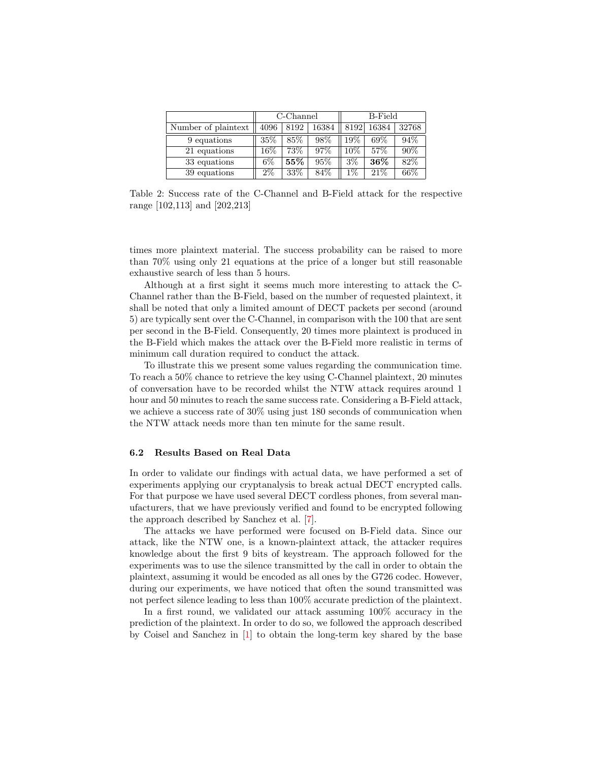| | C-Channel | | | B-Field | | |
|---|---|---|---|---|---|---|
| Number of plaintext | 4096 | 8192 | 16384 | 8192 | 16384 | 32768 |
| 9 equations | 35% | 85% | 98% | 19% | 69% | 94% |
| 21 equations | 16% | 73% | 97% | 10% | 57% | 90% |
| 33 equations | 6% | **55%** | 95% | 3% | **36%** | 82% |
| 39 equations | 2% | 33% | 84% | 1% | 21% | 66% |

Table 2: Success rate of the C-Channel and B-Field attack for the respective range [102,113] and [202,213]

times more plaintext material. The success probability can be raised to more than 70% using only 21 equations at the price of a longer but still reasonable exhaustive search of less than 5 hours.

Although at a first sight it seems much more interesting to attack the C-Channel rather than the B-Field, based on the number of requested plaintext, it shall be noted that only a limited amount of DECT packets per second (around 5) are typically sent over the C-Channel, in comparison with the 100 that are sent per second in the B-Field. Consequently, 20 times more plaintext is produced in the B-Field which makes the attack over the B-Field more realistic in terms of minimum call duration required to conduct the attack.

To illustrate this we present some values regarding the communication time. To reach a 50% chance to retrieve the key using C-Channel plaintext, 20 minutes of conversation have to be recorded whilst the NTW attack requires around 1 hour and 50 minutes to reach the same success rate. Considering a B-Field attack, we achieve a success rate of 30% using just 180 seconds of communication when the NTW attack needs more than ten minute for the same result.

### 6.2 Results Based on Real Data

In order to validate our findings with actual data, we have performed a set of experiments applying our cryptanalysis to break actual DECT encrypted calls. For that purpose we have used several DECT cordless phones, from several manufacturers, that we have previously verified and found to be encrypted following the approach described by Sanchez et al. [7].

The attacks we have performed were focused on B-Field data. Since our attack, like the NTW one, is a known-plaintext attack, the attacker requires knowledge about the first 9 bits of keystream. The approach followed for the experiments was to use the silence transmitted by the call in order to obtain the plaintext, assuming it would be encoded as all ones by the G726 codec. However, during our experiments, we have noticed that often the sound transmitted was not perfect silence leading to less than 100% accurate prediction of the plaintext.

In a first round, we validated our attack assuming 100% accuracy in the prediction of the plaintext. In order to do so, we followed the approach described by Coisel and Sanchez in [1] to obtain the long-term key shared by the base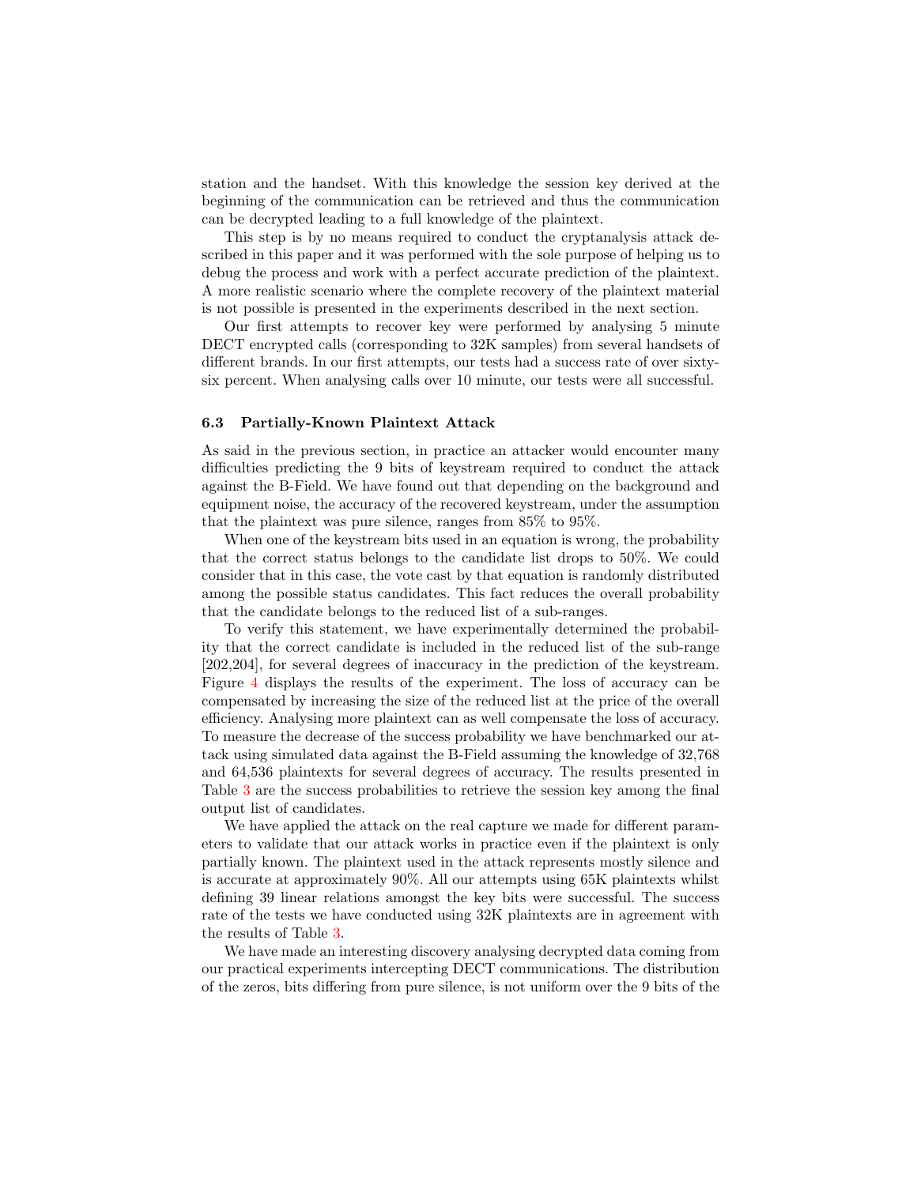station and the handset. With this knowledge the session key derived at the beginning of the communication can be retrieved and thus the communication can be decrypted leading to a full knowledge of the plaintext.

This step is by no means required to conduct the cryptanalysis attack described in this paper and it was performed with the sole purpose of helping us to debug the process and work with a perfect accurate prediction of the plaintext. A more realistic scenario where the complete recovery of the plaintext material is not possible is presented in the experiments described in the next section.

Our first attempts to recover key were performed by analysing 5 minute DECT encrypted calls (corresponding to 32K samples) from several handsets of different brands. In our first attempts, our tests had a success rate of over sixty-six percent. When analysing calls over 10 minute, our tests were all successful.

### 6.3 Partially-Known Plaintext Attack

As said in the previous section, in practice an attacker would encounter many difficulties predicting the 9 bits of keystream required to conduct the attack against the B-Field. We have found out that depending on the background and equipment noise, the accuracy of the recovered keystream, under the assumption that the plaintext was pure silence, ranges from 85% to 95%.

When one of the keystream bits used in an equation is wrong, the probability that the correct status belongs to the candidate list drops to 50%. We could consider that in this case, the vote cast by that equation is randomly distributed among the possible status candidates. This fact reduces the overall probability that the candidate belongs to the reduced list of a sub-ranges.

To verify this statement, we have experimentally determined the probability that the correct candidate is included in the reduced list of the sub-range [202,204], for several degrees of inaccuracy in the prediction of the keystream. Figure 4 displays the results of the experiment. The loss of accuracy can be compensated by increasing the size of the reduced list at the price of the overall efficiency. Analysing more plaintext can as well compensate the loss of accuracy. To measure the decrease of the success probability we have benchmarked our attack using simulated data against the B-Field assuming the knowledge of 32,768 and 64,536 plaintexts for several degrees of accuracy. The results presented in Table 3 are the success probabilities to retrieve the session key among the final output list of candidates.

We have applied the attack on the real capture we made for different parameters to validate that our attack works in practice even if the plaintext is only partially known. The plaintext used in the attack represents mostly silence and is accurate at approximately 90%. All our attempts using 65K plaintexts whilst defining 39 linear relations amongst the key bits were successful. The success rate of the tests we have conducted using 32K plaintexts are in agreement with the results of Table 3.

We have made an interesting discovery analysing decrypted data coming from our practical experiments intercepting DECT communications. The distribution of the zeros, bits differing from pure silence, is not uniform over the 9 bits of the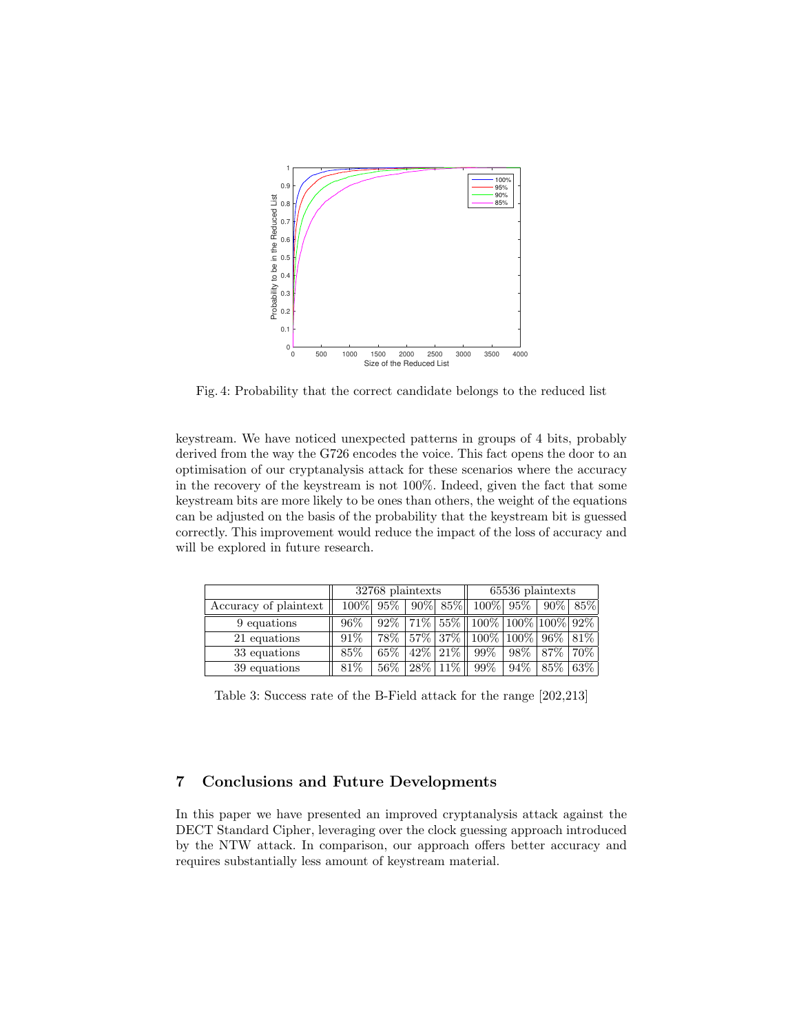Fig. 4: Probability that the correct candidate belongs to the reduced list

keystream. We have noticed unexpected patterns in groups of 4 bits, probably derived from the way the G726 encodes the voice. This fact opens the door to an optimisation of our cryptanalysis attack for these scenarios where the accuracy in the recovery of the keystream is not 100%. Indeed, given the fact that some keystream bits are more likely to be ones than others, the weight of the equations can be adjusted on the basis of the probability that the keystream bit is guessed correctly. This improvement would reduce the impact of the loss of accuracy and will be explored in future research.

| | 32768 plaintexts | | | | 65536 plaintexts | | | |
|---|---|---|---|---|---|---|---|---|
| Accuracy of plaintext | 100% | 95% | 90% | 85% | 100% | 95% | 90% | 85% |
| 9 equations | 96% | 92% | 71% | 55% | 100% | 100% | 100% | 92% |
| 21 equations | 91% | 78% | 57% | 37% | 100% | 100% | 96% | 81% |
| 33 equations | 85% | 65% | 42% | 21% | 99% | 98% | 87% | 70% |
| 39 equations | 81% | 56% | 28% | 11% | 99% | 94% | 85% | 63% |

Table 3: Success rate of the B-Field attack for the range [202,213]

## 7 Conclusions and Future Developments

In this paper we have presented an improved cryptanalysis attack against the DECT Standard Cipher, leveraging over the clock guessing approach introduced by the NTW attack. In comparison, our approach offers better accuracy and requires substantially less amount of keystream material.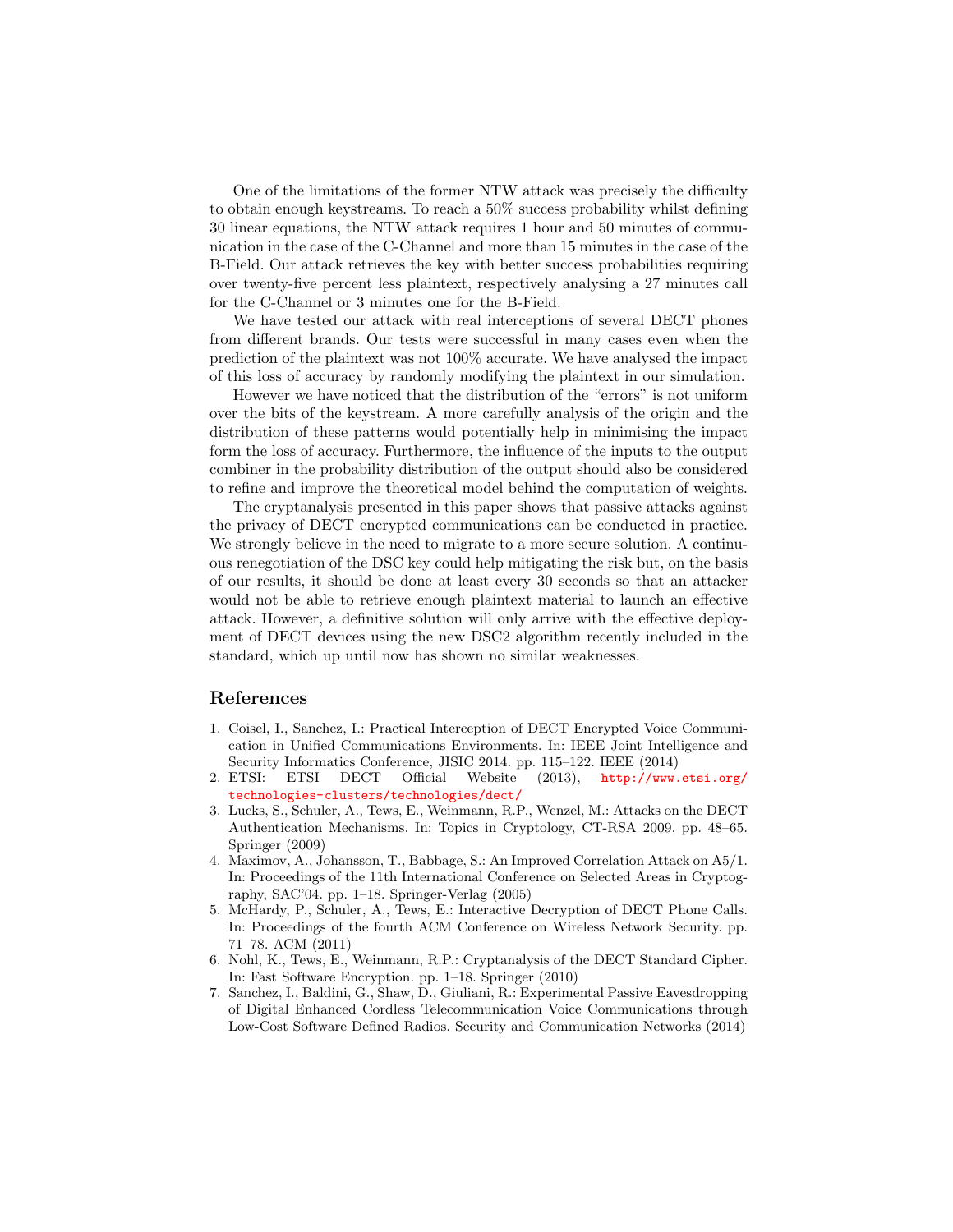One of the limitations of the former NTW attack was precisely the difficulty to obtain enough keystreams. To reach a 50% success probability whilst defining 30 linear equations, the NTW attack requires 1 hour and 50 minutes of communication in the case of the C-Channel and more than 15 minutes in the case of the B-Field. Our attack retrieves the key with better success probabilities requiring over twenty-five percent less plaintext, respectively analysing a 27 minutes call for the C-Channel or 3 minutes one for the B-Field.

We have tested our attack with real interceptions of several DECT phones from different brands. Our tests were successful in many cases even when the prediction of the plaintext was not 100% accurate. We have analysed the impact of this loss of accuracy by randomly modifying the plaintext in our simulation.

However we have noticed that the distribution of the "errors" is not uniform over the bits of the keystream. A more carefully analysis of the origin and the distribution of these patterns would potentially help in minimising the impact form the loss of accuracy. Furthermore, the influence of the inputs to the output combiner in the probability distribution of the output should also be considered to refine and improve the theoretical model behind the computation of weights.

The cryptanalysis presented in this paper shows that passive attacks against the privacy of DECT encrypted communications can be conducted in practice. We strongly believe in the need to migrate to a more secure solution. A continuous renegotiation of the DSC key could help mitigating the risk but, on the basis of our results, it should be done at least every 30 seconds so that an attacker would not be able to retrieve enough plaintext material to launch an effective attack. However, a definitive solution will only arrive with the effective deployment of DECT devices using the new DSC2 algorithm recently included in the standard, which up until now has shown no similar weaknesses.

## References

1. Coisel, I., Sanchez, I.: Practical Interception of DECT Encrypted Voice Communication in Unified Communications Environments. In: IEEE Joint Intelligence and Security Informatics Conference, JISIC 2014. pp. 115–122. IEEE (2014)
2. ETSI: ETSI DECT Official Website (2013), http://www.etsi.org/technologies-clusters/technologies/dect/
3. Lucks, S., Schuler, A., Tews, E., Weinmann, R.P., Wenzel, M.: Attacks on the DECT Authentication Mechanisms. In: Topics in Cryptology, CT-RSA 2009, pp. 48–65. Springer (2009)
4. Maximov, A., Johansson, T., Babbage, S.: An Improved Correlation Attack on A5/1. In: Proceedings of the 11th International Conference on Selected Areas in Cryptography, SAC'04. pp. 1–18. Springer-Verlag (2005)
5. McHardy, P., Schuler, A., Tews, E.: Interactive Decryption of DECT Phone Calls. In: Proceedings of the fourth ACM Conference on Wireless Network Security. pp. 71–78. ACM (2011)
6. Nohl, K., Tews, E., Weinmann, R.P.: Cryptanalysis of the DECT Standard Cipher. In: Fast Software Encryption. pp. 1–18. Springer (2010)
7. Sanchez, I., Baldini, G., Shaw, D., Giuliani, R.: Experimental Passive Eavesdropping of Digital Enhanced Cordless Telecommunication Voice Communications through Low-Cost Software Defined Radios. Security and Communication Networks (2014)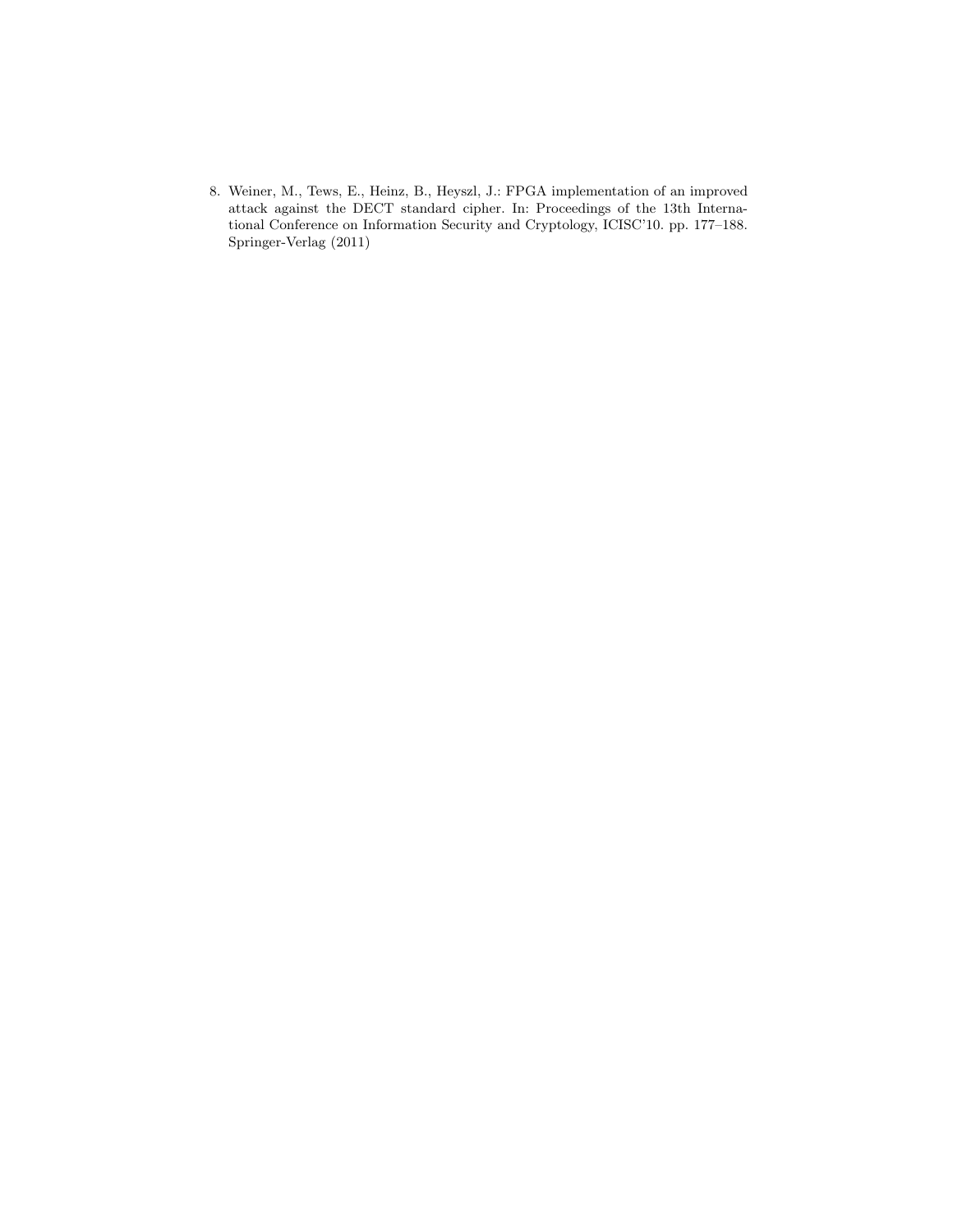8. Weiner, M., Tews, E., Heinz, B., Heyszl, J.: FPGA implementation of an improved attack against the DECT standard cipher. In: Proceedings of the 13th International Conference on Information Security and Cryptology, ICISC'10. pp. 177–188. Springer-Verlag (2011)